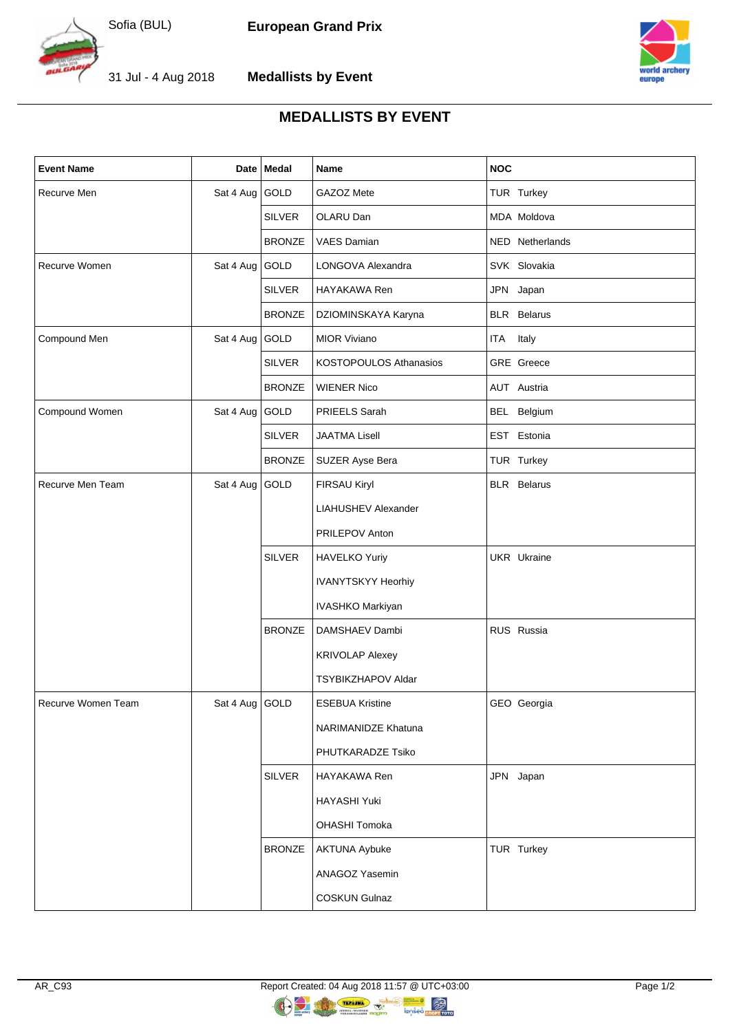Sofia (BUL) **European Grand Prix**

31 Jul - 4 Aug 2018 **Medallists by Event**

# MEDALLISTS BY EVENT

| Event Name | Date | Medal | Name | NOC |
|---|---|---|---|---|
| Recurve Men | Sat 4 Aug | GOLD | GAZOZ Mete | TUR Turkey |
| | | SILVER | OLARU Dan | MDA Moldova |
| | | BRONZE | VAES Damian | NED Netherlands |
| Recurve Women | Sat 4 Aug | GOLD | LONGOVA Alexandra | SVK Slovakia |
| | | SILVER | HAYAKAWA Ren | JPN Japan |
| | | BRONZE | DZIOMINSKAYA Karyna | BLR Belarus |
| Compound Men | Sat 4 Aug | GOLD | MIOR Viviano | ITA Italy |
| | | SILVER | KOSTOPOULOS Athanasios | GRE Greece |
| | | BRONZE | WIENER Nico | AUT Austria |
| Compound Women | Sat 4 Aug | GOLD | PRIEELS Sarah | BEL Belgium |
| | | SILVER | JAATMA Lisell | EST Estonia |
| | | BRONZE | SUZER Ayse Bera | TUR Turkey |
| Recurve Men Team | Sat 4 Aug | GOLD | FIRSAU Kiryl | BLR Belarus |
| | | | LIAHUSHEV Alexander | |
| | | | PRILEPOV Anton | |
| | | SILVER | HAVELKO Yuriy | UKR Ukraine |
| | | | IVANYTSKYY Heorhiy | |
| | | | IVASHKO Markiyan | |
| | | BRONZE | DAMSHAEV Dambi | RUS Russia |
| | | | KRIVOLAP Alexey | |
| | | | TSYBIKZHAPOV Aldar | |
| Recurve Women Team | Sat 4 Aug | GOLD | ESEBUA Kristine | GEO Georgia |
| | | | NARIMANIDZE Khatuna | |
| | | | PHUTKARADZE Tsiko | |
| | | SILVER | HAYAKAWA Ren | JPN Japan |
| | | | HAYASHI Yuki | |
| | | | OHASHI Tomoka | |
| | | BRONZE | AKTUNA Aybuke | TUR Turkey |
| | | | ANAGOZ Yasemin | |
| | | | COSKUN Gulnaz | |

AR_C93 Report Created: 04 Aug 2018 11:57 @ UTC+03:00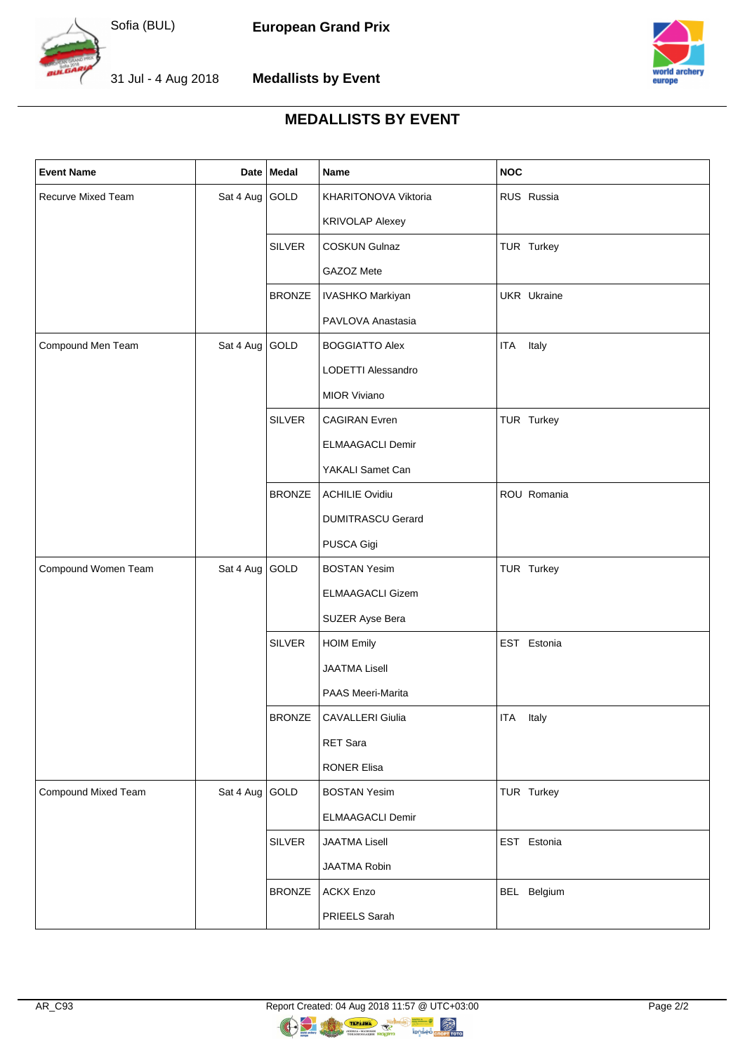# MEDALLISTS BY EVENT

| Event Name | Date | Medal | Name | NOC |
|---|---|---|---|---|
| Recurve Mixed Team | Sat 4 Aug | GOLD | KHARITONOVA Viktoria | RUS Russia |
| | | | KRIVOLAP Alexey | |
| | | SILVER | COSKUN Gulnaz | TUR Turkey |
| | | | GAZOZ Mete | |
| | | BRONZE | IVASHKO Markiyan | UKR Ukraine |
| | | | PAVLOVA Anastasia | |
| Compound Men Team | Sat 4 Aug | GOLD | BOGGIATTO Alex | ITA Italy |
| | | | LODETTI Alessandro | |
| | | | MIOR Viviano | |
| | | SILVER | CAGIRAN Evren | TUR Turkey |
| | | | ELMAAGACLI Demir | |
| | | | YAKALI Samet Can | |
| | | BRONZE | ACHILIE Ovidiu | ROU Romania |
| | | | DUMITRASCU Gerard | |
| | | | PUSCA Gigi | |
| Compound Women Team | Sat 4 Aug | GOLD | BOSTAN Yesim | TUR Turkey |
| | | | ELMAAGACLI Gizem | |
| | | | SUZER Ayse Bera | |
| | | SILVER | HOIM Emily | EST Estonia |
| | | | JAATMA Lisell | |
| | | | PAAS Meeri-Marita | |
| | | BRONZE | CAVALLERI Giulia | ITA Italy |
| | | | RET Sara | |
| | | | RONER Elisa | |
| Compound Mixed Team | Sat 4 Aug | GOLD | BOSTAN Yesim | TUR Turkey |
| | | | ELMAAGACLI Demir | |
| | | SILVER | JAATMA Lisell | EST Estonia |
| | | | JAATMA Robin | |
| | | BRONZE | ACKX Enzo | BEL Belgium |
| | | | PRIEELS Sarah | |

AR_C93 Report Created: 04 Aug 2018 11:57 @ UTC+03:00